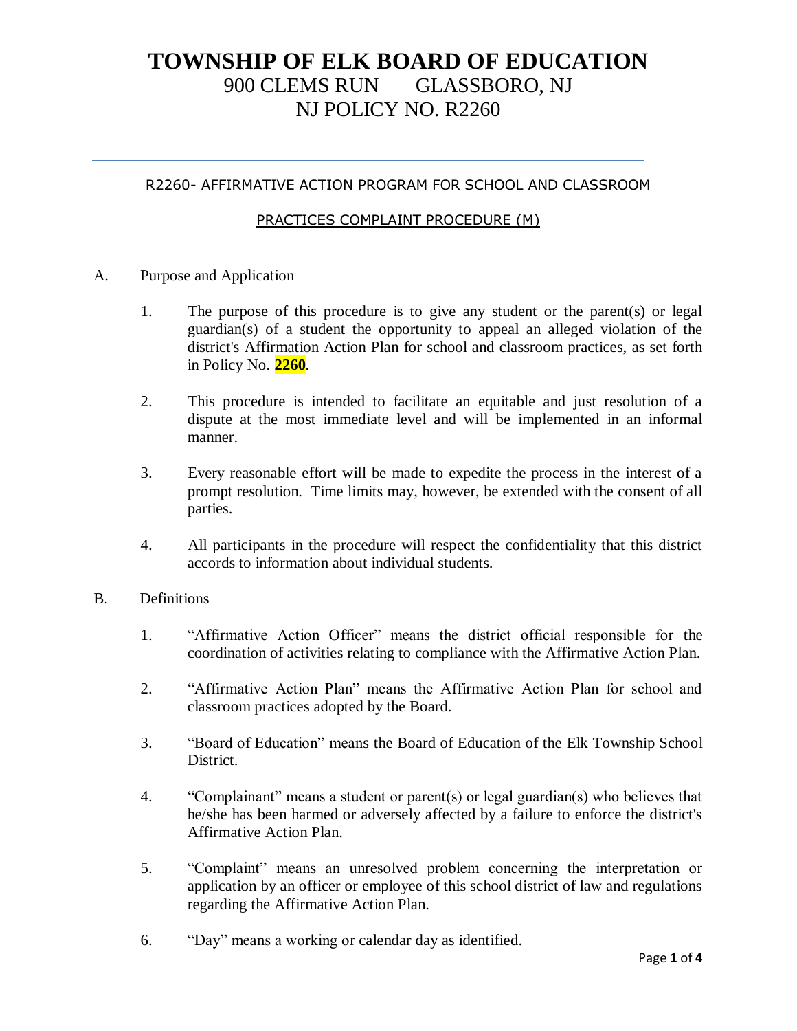# TOWNSHIP OF ELK BOARD OF EDUCATION

900 CLEMS RUN GLASSBORO, NJ

NJ POLICY NO. R2260

---

## R2260- AFFIRMATIVE ACTION PROGRAM FOR SCHOOL AND CLASSROOM PRACTICES COMPLAINT PROCEDURE (M)

A. Purpose and Application

1. The purpose of this procedure is to give any student or the parent(s) or legal guardian(s) of a student the opportunity to appeal an alleged violation of the district's Affirmation Action Plan for school and classroom practices, as set forth in Policy No. **2260**.

2. This procedure is intended to facilitate an equitable and just resolution of a dispute at the most immediate level and will be implemented in an informal manner.

3. Every reasonable effort will be made to expedite the process in the interest of a prompt resolution. Time limits may, however, be extended with the consent of all parties.

4. All participants in the procedure will respect the confidentiality that this district accords to information about individual students.

B. Definitions

1. "Affirmative Action Officer" means the district official responsible for the coordination of activities relating to compliance with the Affirmative Action Plan.

2. "Affirmative Action Plan" means the Affirmative Action Plan for school and classroom practices adopted by the Board.

3. "Board of Education" means the Board of Education of the Elk Township School District.

4. "Complainant" means a student or parent(s) or legal guardian(s) who believes that he/she has been harmed or adversely affected by a failure to enforce the district's Affirmative Action Plan.

5. "Complaint" means an unresolved problem concerning the interpretation or application by an officer or employee of this school district of law and regulations regarding the Affirmative Action Plan.

6. "Day" means a working or calendar day as identified.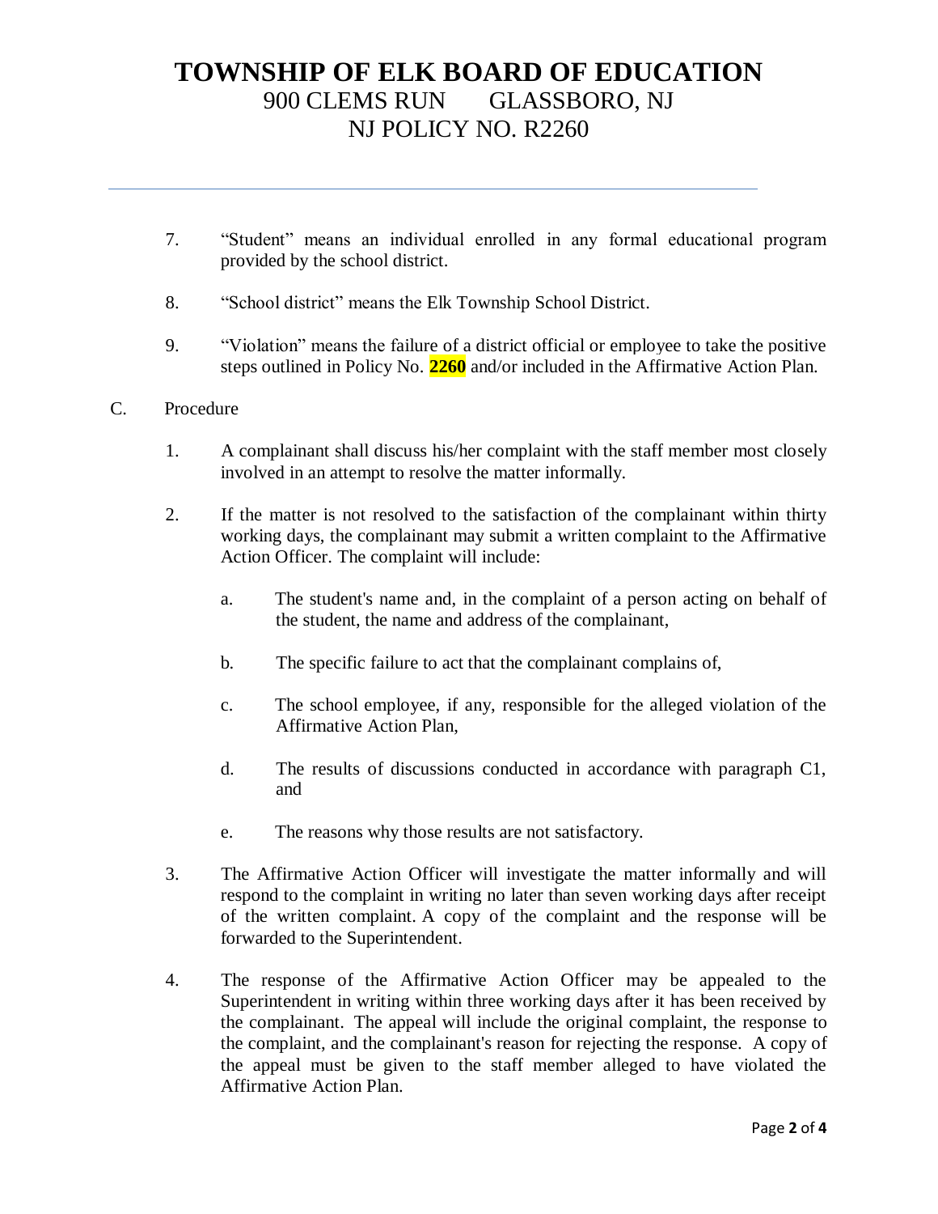7. "Student" means an individual enrolled in any formal educational program provided by the school district.

8. "School district" means the Elk Township School District.

9. "Violation" means the failure of a district official or employee to take the positive steps outlined in Policy No. **2260** and/or included in the Affirmative Action Plan.

C. Procedure

1. A complainant shall discuss his/her complaint with the staff member most closely involved in an attempt to resolve the matter informally.

2. If the matter is not resolved to the satisfaction of the complainant within thirty working days, the complainant may submit a written complaint to the Affirmative Action Officer. The complaint will include:

   a. The student's name and, in the complaint of a person acting on behalf of the student, the name and address of the complainant,

   b. The specific failure to act that the complainant complains of,

   c. The school employee, if any, responsible for the alleged violation of the Affirmative Action Plan,

   d. The results of discussions conducted in accordance with paragraph C1, and

   e. The reasons why those results are not satisfactory.

3. The Affirmative Action Officer will investigate the matter informally and will respond to the complaint in writing no later than seven working days after receipt of the written complaint. A copy of the complaint and the response will be forwarded to the Superintendent.

4. The response of the Affirmative Action Officer may be appealed to the Superintendent in writing within three working days after it has been received by the complainant. The appeal will include the original complaint, the response to the complaint, and the complainant's reason for rejecting the response. A copy of the appeal must be given to the staff member alleged to have violated the Affirmative Action Plan.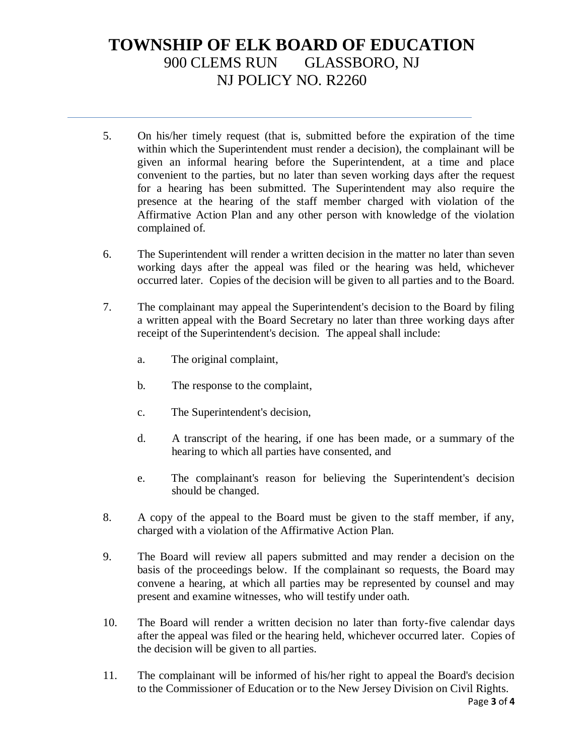5. On his/her timely request (that is, submitted before the expiration of the time within which the Superintendent must render a decision), the complainant will be given an informal hearing before the Superintendent, at a time and place convenient to the parties, but no later than seven working days after the request for a hearing has been submitted. The Superintendent may also require the presence at the hearing of the staff member charged with violation of the Affirmative Action Plan and any other person with knowledge of the violation complained of.

6. The Superintendent will render a written decision in the matter no later than seven working days after the appeal was filed or the hearing was held, whichever occurred later. Copies of the decision will be given to all parties and to the Board.

7. The complainant may appeal the Superintendent's decision to the Board by filing a written appeal with the Board Secretary no later than three working days after receipt of the Superintendent's decision. The appeal shall include:

   a. The original complaint,

   b. The response to the complaint,

   c. The Superintendent's decision,

   d. A transcript of the hearing, if one has been made, or a summary of the hearing to which all parties have consented, and

   e. The complainant's reason for believing the Superintendent's decision should be changed.

8. A copy of the appeal to the Board must be given to the staff member, if any, charged with a violation of the Affirmative Action Plan.

9. The Board will review all papers submitted and may render a decision on the basis of the proceedings below. If the complainant so requests, the Board may convene a hearing, at which all parties may be represented by counsel and may present and examine witnesses, who will testify under oath.

10. The Board will render a written decision no later than forty-five calendar days after the appeal was filed or the hearing held, whichever occurred later. Copies of the decision will be given to all parties.

11. The complainant will be informed of his/her right to appeal the Board's decision to the Commissioner of Education or to the New Jersey Division on Civil Rights.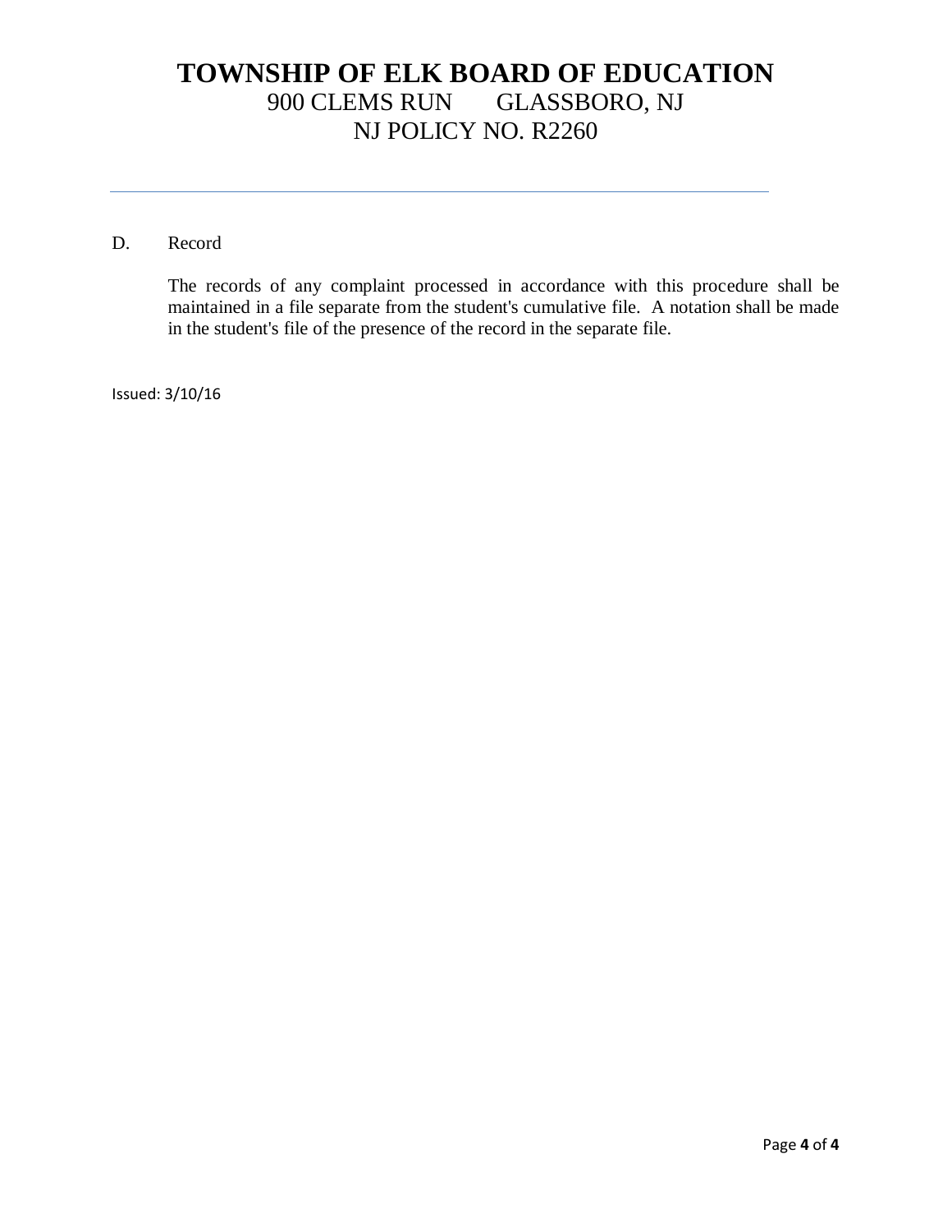D. Record

The records of any complaint processed in accordance with this procedure shall be maintained in a file separate from the student's cumulative file. A notation shall be made in the student's file of the presence of the record in the separate file.

Issued: 3/10/16